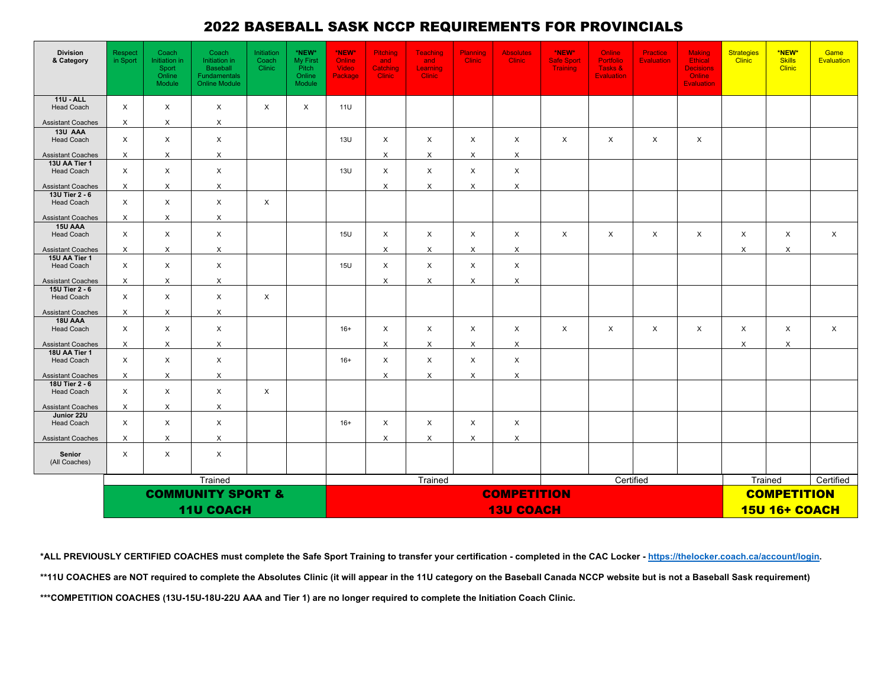# 2022 BASEBALL SASK NCCP REQUIREMENTS FOR PROVINCIALS

| Division & Category | Respect in Sport | Coach Initiation in Sport Online Module | Coach Initiation in Baseball Fundamentals Online Module | Initiation Coach Clinic | *NEW* My First Pitch Online Module | *NEW* Online Video Package | Pitching and Catching Clinic | Teaching and Learning Clinic | Planning Clinic | Absolutes Clinic | *NEW* Safe Sport Training | Online Portfolio Tasks & Evaluation | Practice Evaluation | Making Ethical Decisions Online Evaluation | Strategies Clinic | *NEW* Skills Clinic | Game Evaluation |
|---|---|---|---|---|---|---|---|---|---|---|---|---|---|---|---|---|---|
| **11U - ALL** Head Coach | X | X | X | X | X | 11U | | | | | | | | | | | |
| Assistant Coaches | X | X | X | | | | | | | | | | | | | | |
| **13U AAA** Head Coach | X | X | X | | | 13U | X | X | X | X | X | X | X | X | | | |
| Assistant Coaches | X | X | X | | | | X | X | X | X | | | | | | | |
| **13U AA Tier 1** Head Coach | X | X | X | | | 13U | X | X | X | X | | | | | | | |
| Assistant Coaches | X | X | X | | | | X | X | X | X | | | | | | | |
| **13U Tier 2 - 6** Head Coach | X | X | X | X | | | | | | | | | | | | | |
| Assistant Coaches | X | X | X | | | | | | | | | | | | | | |
| **15U AAA** Head Coach | X | X | X | | | 15U | X | X | X | X | X | X | X | X | X | X | X |
| Assistant Coaches | X | X | X | | | | X | X | X | X | | | | | X | X | |
| **15U AA Tier 1** Head Coach | X | X | X | | | 15U | X | X | X | X | | | | | | | |
| Assistant Coaches | X | X | X | | | | X | X | X | X | | | | | | | |
| **15U Tier 2 - 6** Head Coach | X | X | X | X | | | | | | | | | | | | | |
| Assistant Coaches | X | X | X | | | | | | | | | | | | | | |
| **18U AAA** Head Coach | X | X | X | | | 16+ | X | X | X | X | X | X | X | X | X | X | X |
| Assistant Coaches | X | X | X | | | | X | X | X | X | | | | | X | X | |
| **18U AA Tier 1** Head Coach | X | X | X | | | 16+ | X | X | X | X | | | | | | | |
| Assistant Coaches | X | X | X | | | | X | X | X | X | | | | | | | |
| **18U Tier 2 - 6** Head Coach | X | X | X | X | | | | | | | | | | | | | |
| Assistant Coaches | X | X | X | | | | | | | | | | | | | | |
| **Junior 22U** Head Coach | X | X | X | | | 16+ | X | X | X | X | | | | | | | |
| Assistant Coaches | X | X | X | | | | X | X | X | X | | | | | | | |
| **Senior** (All Coaches) | X | X | X | | | | | | | | | | | | | | |
| | Trained | | | | | Trained | | | | | Certified | | | | Trained | | Certified |
| | **COMMUNITY SPORT & 11U COACH** | | | | | **COMPETITION 13U COACH** | | | | | | | | | **COMPETITION 15U 16+ COACH** | | |

**\*ALL PREVIOUSLY CERTIFIED COACHES must complete the Safe Sport Training to transfer your certification - completed in the CAC Locker - [https://thelocker.coach.ca/account/login](https://thelocker.coach.ca/account/login).**

**\*\*11U COACHES are NOT required to complete the Absolutes Clinic (it will appear in the 11U category on the Baseball Canada NCCP website but is not a Baseball Sask requirement)**

**\*\*\*COMPETITION COACHES (13U-15U-18U-22U AAA and Tier 1) are no longer required to complete the Initiation Coach Clinic.**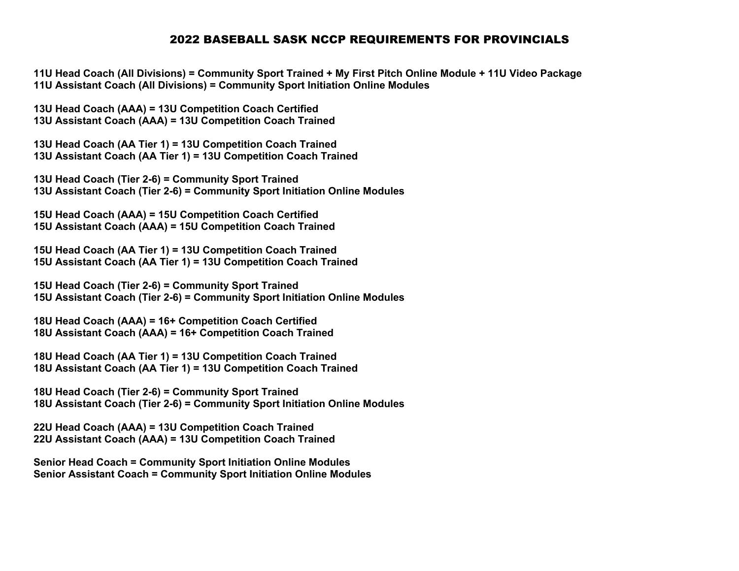# 2022 BASEBALL SASK NCCP REQUIREMENTS FOR PROVINCIALS

**11U Head Coach (All Divisions) = Community Sport Trained + My First Pitch Online Module + 11U Video Package**
**11U Assistant Coach (All Divisions) = Community Sport Initiation Online Modules**

**13U Head Coach (AAA) = 13U Competition Coach Certified**
**13U Assistant Coach (AAA) = 13U Competition Coach Trained**

**13U Head Coach (AA Tier 1) = 13U Competition Coach Trained**
**13U Assistant Coach (AA Tier 1) = 13U Competition Coach Trained**

**13U Head Coach (Tier 2-6) = Community Sport Trained**
**13U Assistant Coach (Tier 2-6) = Community Sport Initiation Online Modules**

**15U Head Coach (AAA) = 15U Competition Coach Certified**
**15U Assistant Coach (AAA) = 15U Competition Coach Trained**

**15U Head Coach (AA Tier 1) = 13U Competition Coach Trained**
**15U Assistant Coach (AA Tier 1) = 13U Competition Coach Trained**

**15U Head Coach (Tier 2-6) = Community Sport Trained**
**15U Assistant Coach (Tier 2-6) = Community Sport Initiation Online Modules**

**18U Head Coach (AAA) = 16+ Competition Coach Certified**
**18U Assistant Coach (AAA) = 16+ Competition Coach Trained**

**18U Head Coach (AA Tier 1) = 13U Competition Coach Trained**
**18U Assistant Coach (AA Tier 1) = 13U Competition Coach Trained**

**18U Head Coach (Tier 2-6) = Community Sport Trained**
**18U Assistant Coach (Tier 2-6) = Community Sport Initiation Online Modules**

**22U Head Coach (AAA) = 13U Competition Coach Trained**
**22U Assistant Coach (AAA) = 13U Competition Coach Trained**

**Senior Head Coach = Community Sport Initiation Online Modules**
**Senior Assistant Coach = Community Sport Initiation Online Modules**